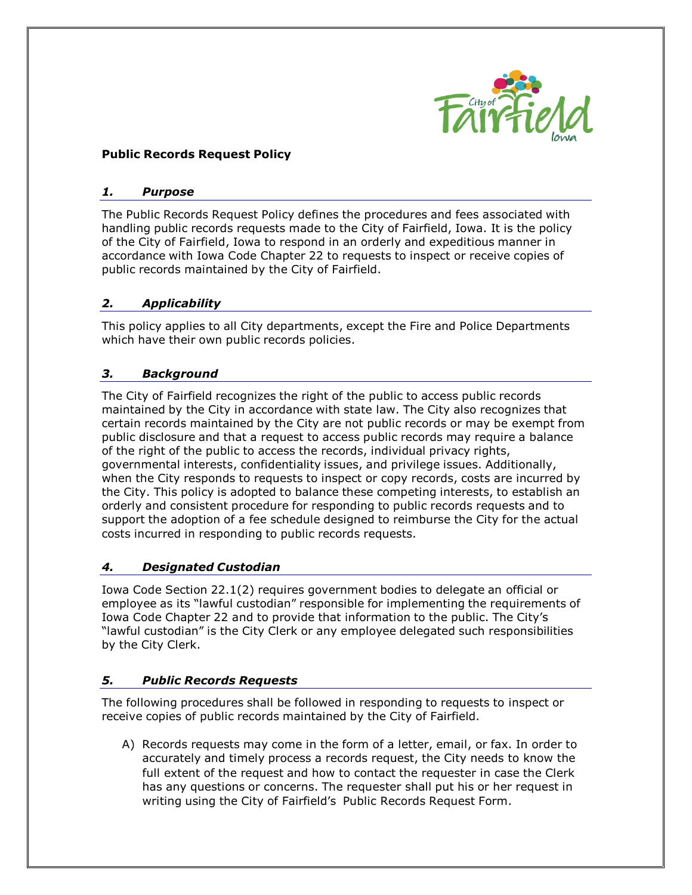**Public Records Request Policy**

### *1. Purpose*

The Public Records Request Policy defines the procedures and fees associated with handling public records requests made to the City of Fairfield, Iowa. It is the policy of the City of Fairfield, Iowa to respond in an orderly and expeditious manner in accordance with Iowa Code Chapter 22 to requests to inspect or receive copies of public records maintained by the City of Fairfield.

### *2. Applicability*

This policy applies to all City departments, except the Fire and Police Departments which have their own public records policies.

### *3. Background*

The City of Fairfield recognizes the right of the public to access public records maintained by the City in accordance with state law. The City also recognizes that certain records maintained by the City are not public records or may be exempt from public disclosure and that a request to access public records may require a balance of the right of the public to access the records, individual privacy rights, governmental interests, confidentiality issues, and privilege issues. Additionally, when the City responds to requests to inspect or copy records, costs are incurred by the City. This policy is adopted to balance these competing interests, to establish an orderly and consistent procedure for responding to public records requests and to support the adoption of a fee schedule designed to reimburse the City for the actual costs incurred in responding to public records requests.

### *4. Designated Custodian*

Iowa Code Section 22.1(2) requires government bodies to delegate an official or employee as its "lawful custodian" responsible for implementing the requirements of Iowa Code Chapter 22 and to provide that information to the public. The City's "lawful custodian" is the City Clerk or any employee delegated such responsibilities by the City Clerk.

### *5. Public Records Requests*

The following procedures shall be followed in responding to requests to inspect or receive copies of public records maintained by the City of Fairfield.

A) Records requests may come in the form of a letter, email, or fax. In order to accurately and timely process a records request, the City needs to know the full extent of the request and how to contact the requester in case the Clerk has any questions or concerns. The requester shall put his or her request in writing using the City of Fairfield's Public Records Request Form.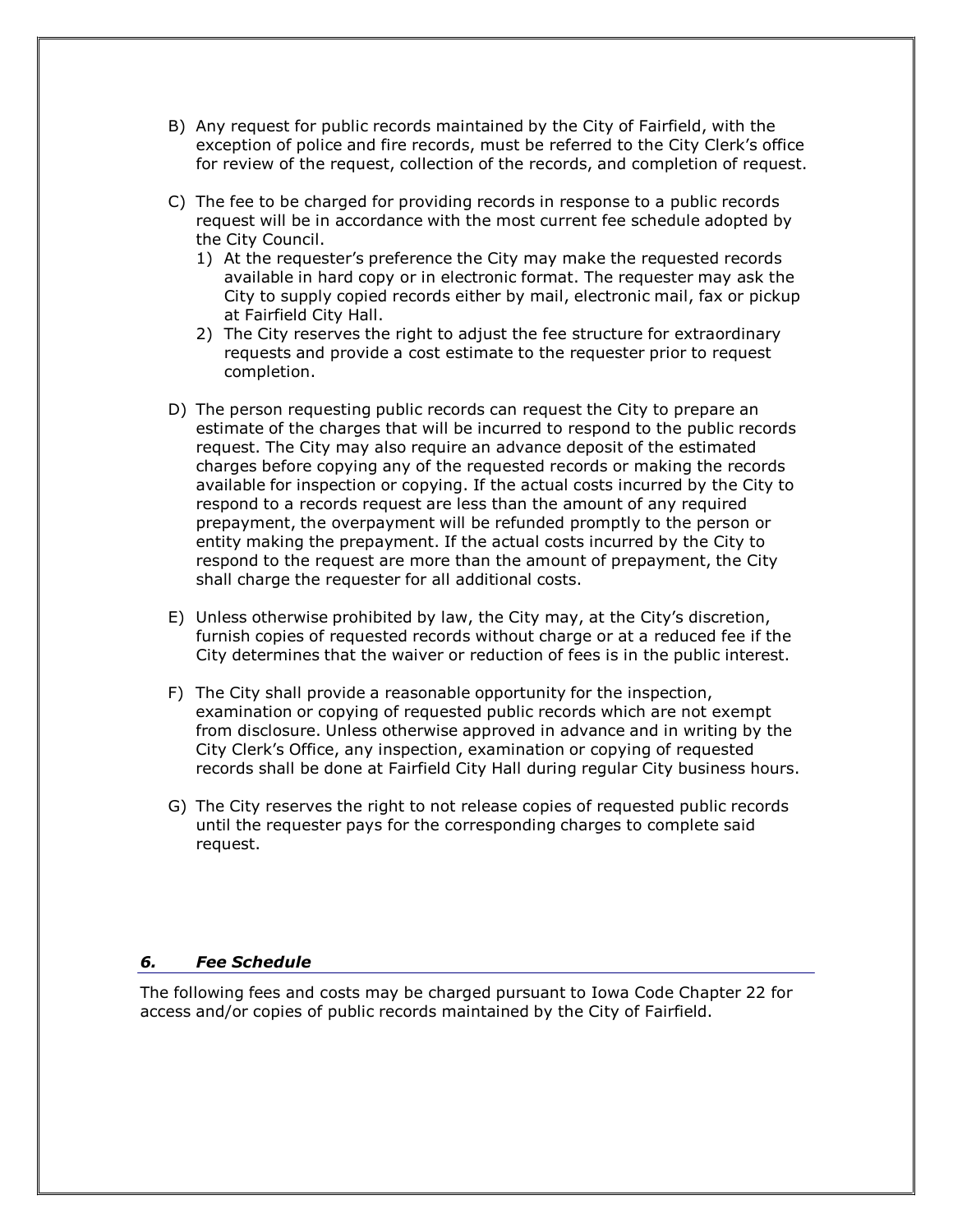B) Any request for public records maintained by the City of Fairfield, with the exception of police and fire records, must be referred to the City Clerk's office for review of the request, collection of the records, and completion of request.

C) The fee to be charged for providing records in response to a public records request will be in accordance with the most current fee schedule adopted by the City Council.
   1) At the requester's preference the City may make the requested records available in hard copy or in electronic format. The requester may ask the City to supply copied records either by mail, electronic mail, fax or pickup at Fairfield City Hall.
   2) The City reserves the right to adjust the fee structure for extraordinary requests and provide a cost estimate to the requester prior to request completion.

D) The person requesting public records can request the City to prepare an estimate of the charges that will be incurred to respond to the public records request. The City may also require an advance deposit of the estimated charges before copying any of the requested records or making the records available for inspection or copying. If the actual costs incurred by the City to respond to a records request are less than the amount of any required prepayment, the overpayment will be refunded promptly to the person or entity making the prepayment. If the actual costs incurred by the City to respond to the request are more than the amount of prepayment, the City shall charge the requester for all additional costs.

E) Unless otherwise prohibited by law, the City may, at the City's discretion, furnish copies of requested records without charge or at a reduced fee if the City determines that the waiver or reduction of fees is in the public interest.

F) The City shall provide a reasonable opportunity for the inspection, examination or copying of requested public records which are not exempt from disclosure. Unless otherwise approved in advance and in writing by the City Clerk's Office, any inspection, examination or copying of requested records shall be done at Fairfield City Hall during regular City business hours.

G) The City reserves the right to not release copies of requested public records until the requester pays for the corresponding charges to complete said request.

## *6. Fee Schedule*

The following fees and costs may be charged pursuant to Iowa Code Chapter 22 for access and/or copies of public records maintained by the City of Fairfield.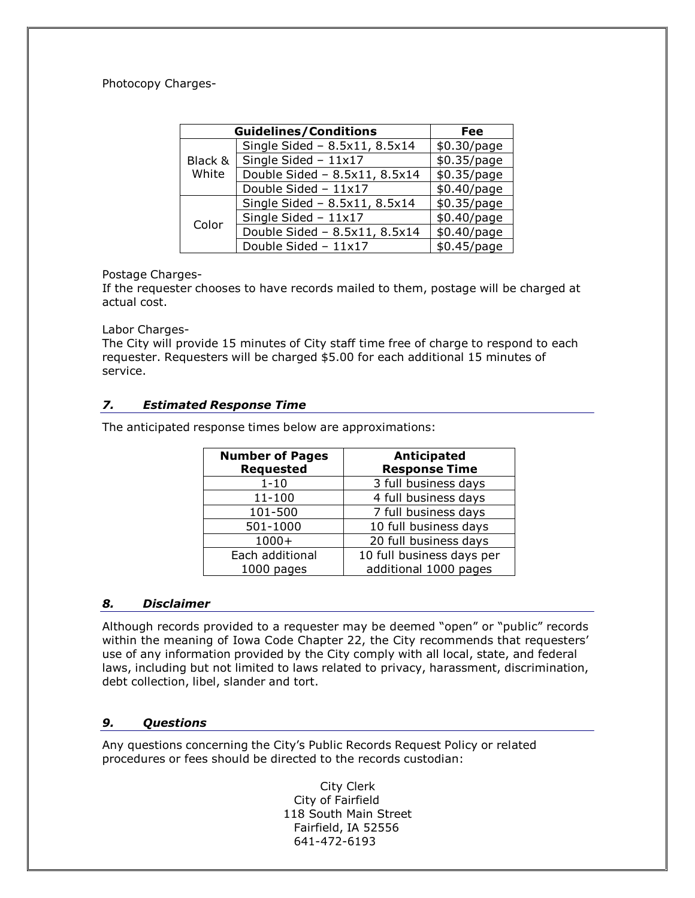Photocopy Charges-

| Guidelines/Conditions | | Fee |
|---|---|---|
| Black & White | Single Sided – 8.5x11, 8.5x14 | $0.30/page |
| | Single Sided – 11x17 | $0.35/page |
| | Double Sided – 8.5x11, 8.5x14 | $0.35/page |
| | Double Sided – 11x17 | $0.40/page |
| Color | Single Sided – 8.5x11, 8.5x14 | $0.35/page |
| | Single Sided – 11x17 | $0.40/page |
| | Double Sided – 8.5x11, 8.5x14 | $0.40/page |
| | Double Sided – 11x17 | $0.45/page |

Postage Charges-
If the requester chooses to have records mailed to them, postage will be charged at actual cost.

Labor Charges-
The City will provide 15 minutes of City staff time free of charge to respond to each requester. Requesters will be charged $5.00 for each additional 15 minutes of service.

## *7. Estimated Response Time*

The anticipated response times below are approximations:

| Number of Pages Requested | Anticipated Response Time |
|---|---|
| 1-10 | 3 full business days |
| 11-100 | 4 full business days |
| 101-500 | 7 full business days |
| 501-1000 | 10 full business days |
| 1000+ | 20 full business days |
| Each additional 1000 pages | 10 full business days per additional 1000 pages |

## *8. Disclaimer*

Although records provided to a requester may be deemed "open" or "public" records within the meaning of Iowa Code Chapter 22, the City recommends that requesters' use of any information provided by the City comply with all local, state, and federal laws, including but not limited to laws related to privacy, harassment, discrimination, debt collection, libel, slander and tort.

## *9. Questions*

Any questions concerning the City's Public Records Request Policy or related procedures or fees should be directed to the records custodian:

City Clerk
City of Fairfield
118 South Main Street
Fairfield, IA 52556
641-472-6193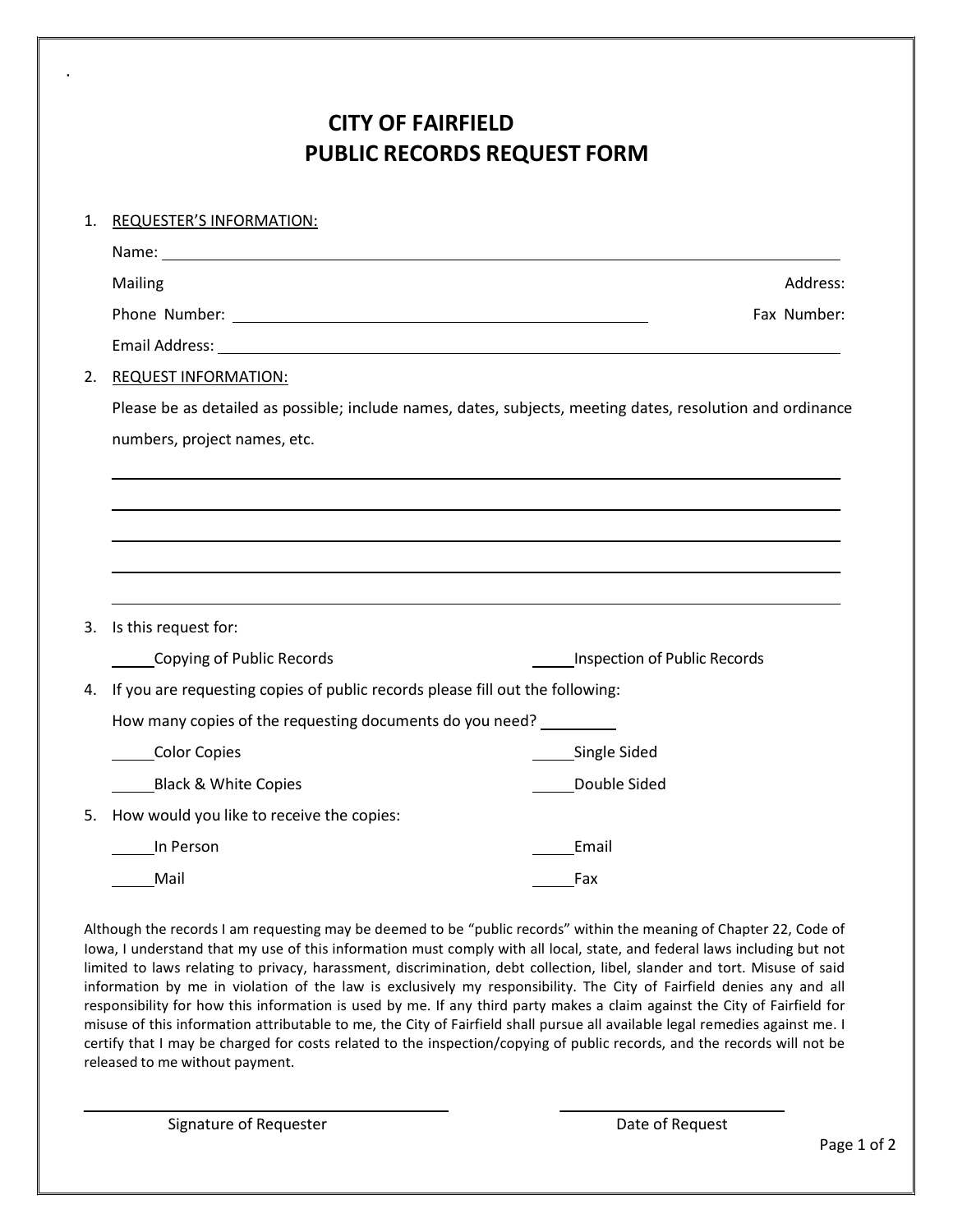# CITY OF FAIRFIELD
# PUBLIC RECORDS REQUEST FORM

1. REQUESTER'S INFORMATION:

   Name: ____________________________________________

   Mailing Address:

   Phone Number: ______________________________ Fax Number:

   Email Address: ____________________________________________

2. REQUEST INFORMATION:

   Please be as detailed as possible; include names, dates, subjects, meeting dates, resolution and ordinance numbers, project names, etc.

   ____________________________________________

   ____________________________________________

   ____________________________________________

   ____________________________________________

   ____________________________________________

3. Is this request for:

   _____Copying of Public Records    _____Inspection of Public Records

4. If you are requesting copies of public records please fill out the following:

   How many copies of the requesting documents do you need? _________

   _____Color Copies    _____Single Sided

   _____Black & White Copies    _____Double Sided

5. How would you like to receive the copies:

   _____In Person    _____Email

   _____Mail    _____Fax

Although the records I am requesting may be deemed to be "public records" within the meaning of Chapter 22, Code of Iowa, I understand that my use of this information must comply with all local, state, and federal laws including but not limited to laws relating to privacy, harassment, discrimination, debt collection, libel, slander and tort. Misuse of said information by me in violation of the law is exclusively my responsibility. The City of Fairfield denies any and all responsibility for how this information is used by me. If any third party makes a claim against the City of Fairfield for misuse of this information attributable to me, the City of Fairfield shall pursue all available legal remedies against me. I certify that I may be charged for costs related to the inspection/copying of public records, and the records will not be released to me without payment.

______________________________    ______________________

Signature of Requester    Date of Request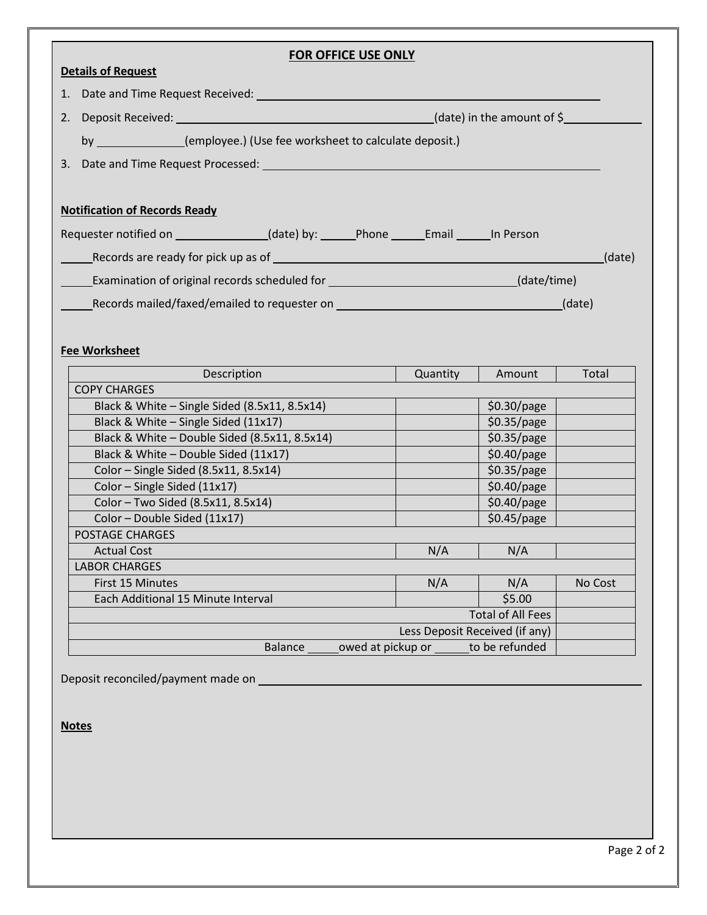## FOR OFFICE USE ONLY

**Details of Request**

1. Date and Time Request Received: ______________________________
2. Deposit Received: ______________________________(date) in the amount of $__________ by ____________(employee.) (Use fee worksheet to calculate deposit.)
3. Date and Time Request Processed: ______________________________

**Notification of Records Ready**

Requester notified on ____________(date) by: _____Phone _____Email _____In Person

_____Records are ready for pick up as of ______________________________(date)

_____Examination of original records scheduled for ______________________(date/time)

_____Records mailed/faxed/emailed to requester on ______________________(date)

**Fee Worksheet**

| Description | Quantity | Amount | Total |
|---|---|---|---|
| COPY CHARGES | | | |
| Black & White – Single Sided (8.5x11, 8.5x14) | | $0.30/page | |
| Black & White – Single Sided (11x17) | | $0.35/page | |
| Black & White – Double Sided (8.5x11, 8.5x14) | | $0.35/page | |
| Black & White – Double Sided (11x17) | | $0.40/page | |
| Color – Single Sided (8.5x11, 8.5x14) | | $0.35/page | |
| Color – Single Sided (11x17) | | $0.40/page | |
| Color – Two Sided (8.5x11, 8.5x14) | | $0.40/page | |
| Color – Double Sided (11x17) | | $0.45/page | |
| POSTAGE CHARGES | | | |
| Actual Cost | N/A | N/A | |
| LABOR CHARGES | | | |
| First 15 Minutes | N/A | N/A | No Cost |
| Each Additional 15 Minute Interval | | $5.00 | |
| Total of All Fees | | | |
| Less Deposit Received (if any) | | | |
| Balance _____owed at pickup or _____to be refunded | | | |

Deposit reconciled/payment made on ______________________________

**Notes**